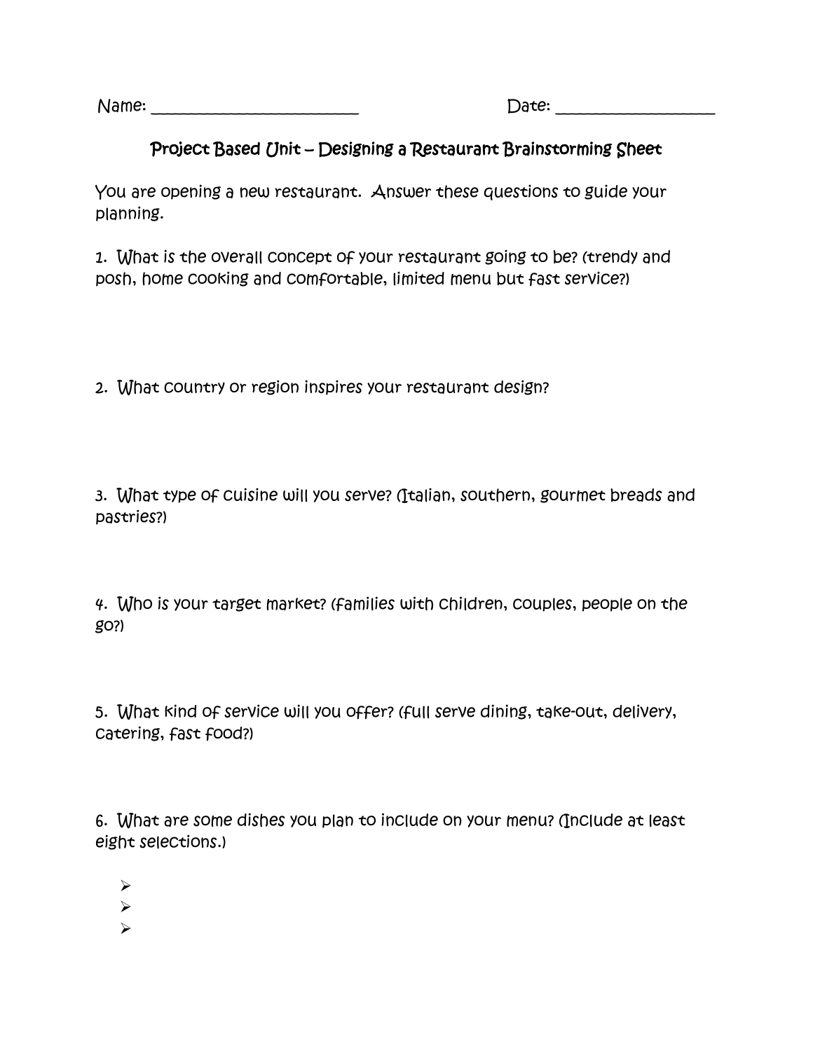Name: ________________________ Date: __________________

## Project Based Unit – Designing a Restaurant Brainstorming Sheet

You are opening a new restaurant. Answer these questions to guide your planning.

1. What is the overall concept of your restaurant going to be? (trendy and posh, home cooking and comfortable, limited menu but fast service?)

2. What country or region inspires your restaurant design?

3. What type of cuisine will you serve? (Italian, southern, gourmet breads and pastries?)

4. Who is your target market? (families with children, couples, people on the go?)

5. What kind of service will you offer? (full serve dining, take-out, delivery, catering, fast food?)

6. What are some dishes you plan to include on your menu? (Include at least eight selections.)

- 
- 
-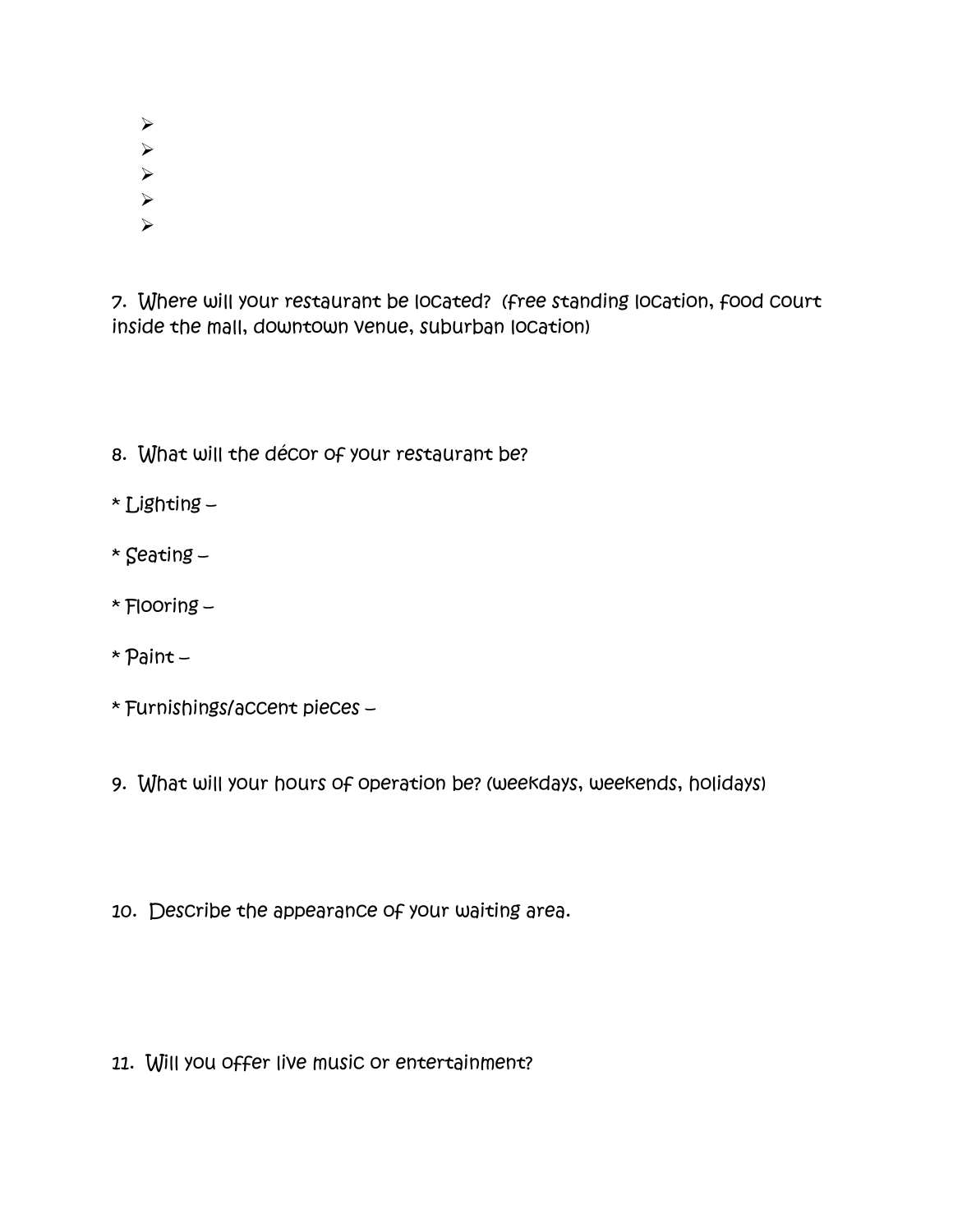- 
- 
- 
- 
- 

7. Where will your restaurant be located? (free standing location, food court inside the mall, downtown venue, suburban location)

8. What will the décor of your restaurant be?

* Lighting –

* Seating –

* Flooring –

* Paint –

* Furnishings/accent pieces –

9. What will your hours of operation be? (weekdays, weekends, holidays)

10. Describe the appearance of your waiting area.

11. Will you offer live music or entertainment?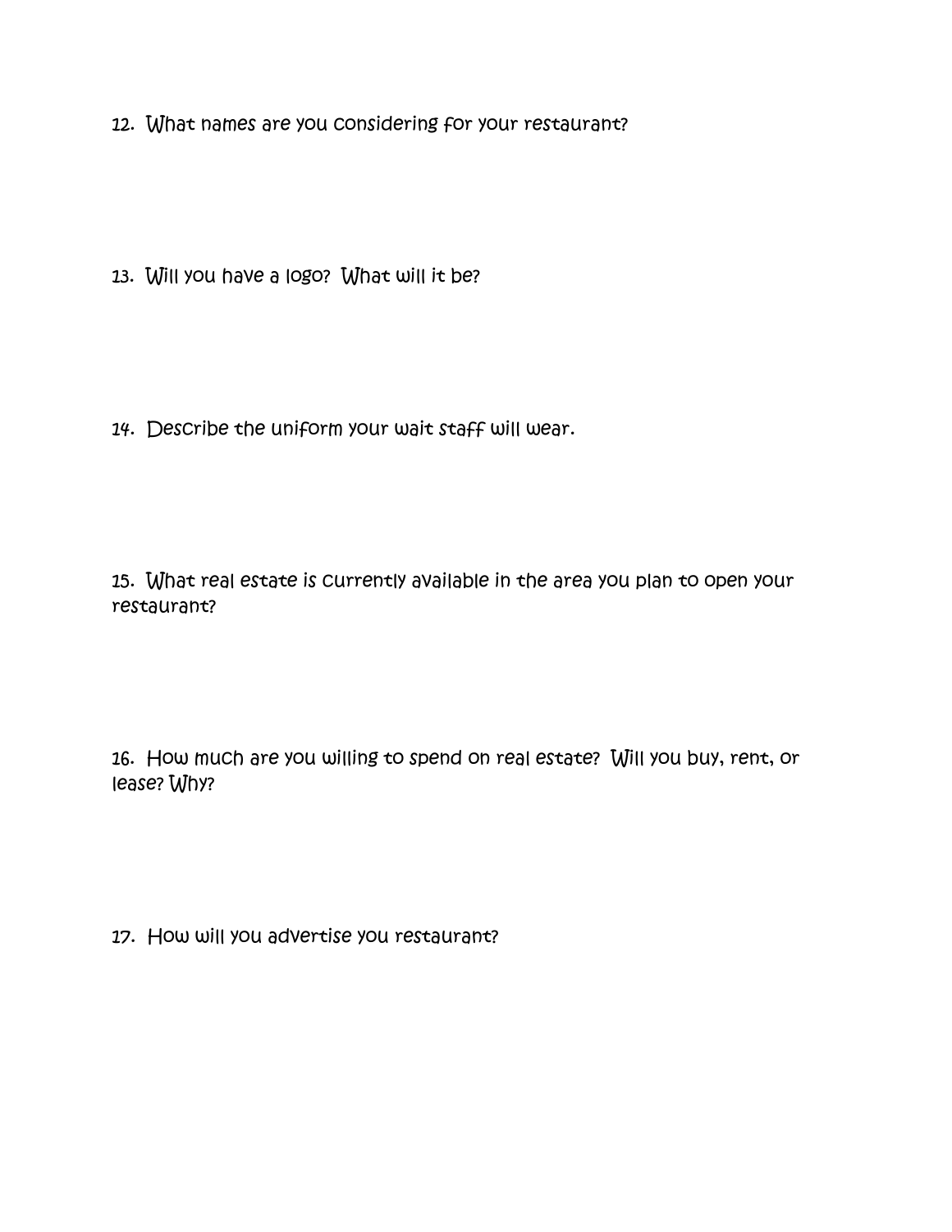12. What names are you considering for your restaurant?

13. Will you have a logo? What will it be?

14. Describe the uniform your wait staff will wear.

15. What real estate is currently available in the area you plan to open your restaurant?

16. How much are you willing to spend on real estate? Will you buy, rent, or lease? Why?

17. How will you advertise you restaurant?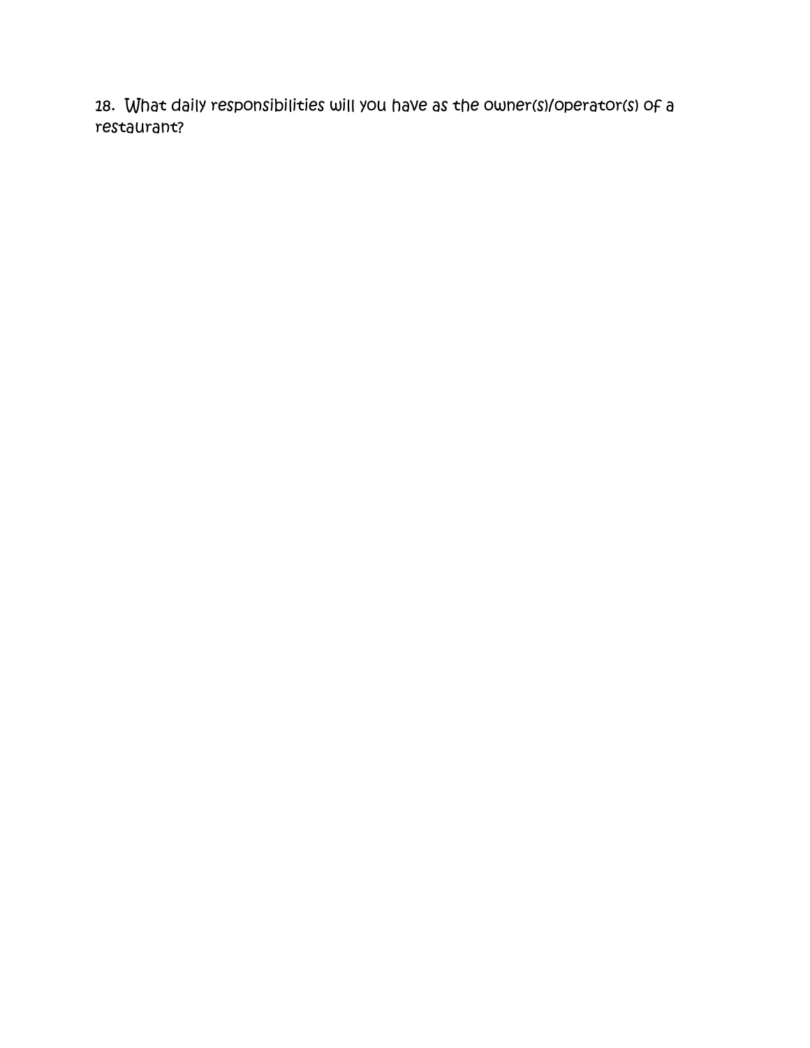18. What daily responsibilities will you have as the owner(s)/operator(s) of a restaurant?